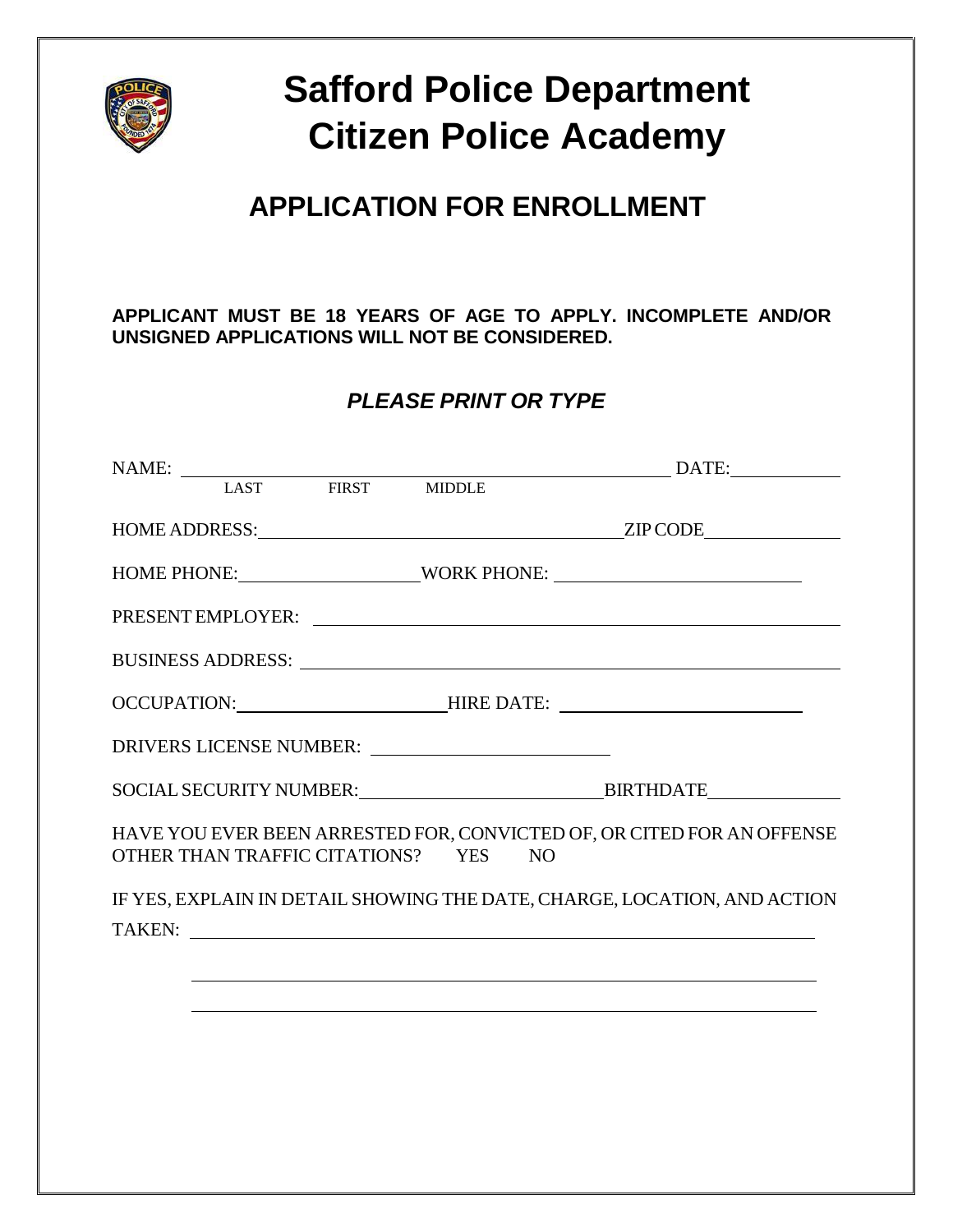# Safford Police Department
# Citizen Police Academy

## APPLICATION FOR ENROLLMENT

**APPLICANT MUST BE 18 YEARS OF AGE TO APPLY. INCOMPLETE AND/OR UNSIGNED APPLICATIONS WILL NOT BE CONSIDERED.**

***PLEASE PRINT OR TYPE***

NAME: ______________________________________________ DATE: __________
LAST FIRST MIDDLE

HOME ADDRESS: ____________________________________ ZIP CODE ____________

HOME PHONE: __________________ WORK PHONE: ________________________

PRESENT EMPLOYER: ________________________________________________

BUSINESS ADDRESS: ________________________________________________

OCCUPATION: ______________________ HIRE DATE: ______________________

DRIVERS LICENSE NUMBER: ________________________

SOCIAL SECURITY NUMBER: ________________________ BIRTHDATE ____________

HAVE YOU EVER BEEN ARRESTED FOR, CONVICTED OF, OR CITED FOR AN OFFENSE OTHER THAN TRAFFIC CITATIONS? YES NO

IF YES, EXPLAIN IN DETAIL SHOWING THE DATE, CHARGE, LOCATION, AND ACTION TAKEN: ____________________________________________________________

____________________________________________________________

____________________________________________________________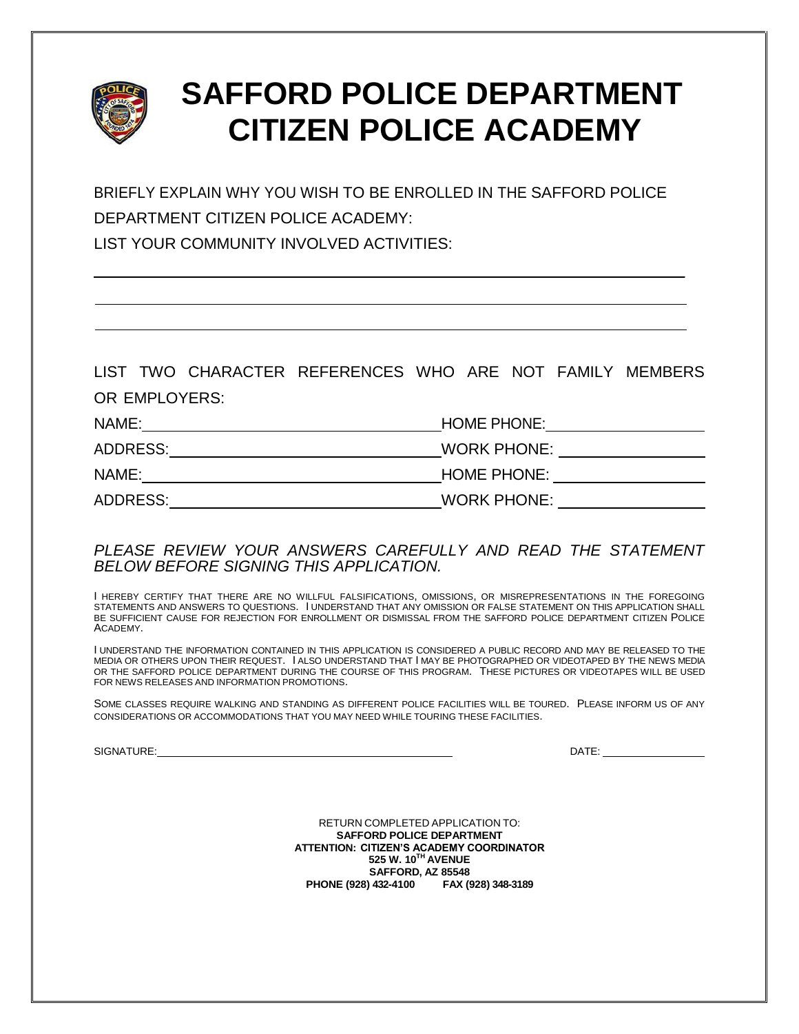# SAFFORD POLICE DEPARTMENT CITIZEN POLICE ACADEMY

BRIEFLY EXPLAIN WHY YOU WISH TO BE ENROLLED IN THE SAFFORD POLICE DEPARTMENT CITIZEN POLICE ACADEMY:

LIST YOUR COMMUNITY INVOLVED ACTIVITIES:

\_\_\_\_\_\_\_\_\_\_\_\_\_\_\_\_\_\_\_\_\_\_\_\_\_\_\_\_\_\_\_\_\_\_\_\_\_\_\_\_\_\_\_\_\_\_\_\_\_\_\_\_\_\_\_\_\_\_\_\_\_\_\_\_\_\_\_\_\_\_

\_\_\_\_\_\_\_\_\_\_\_\_\_\_\_\_\_\_\_\_\_\_\_\_\_\_\_\_\_\_\_\_\_\_\_\_\_\_\_\_\_\_\_\_\_\_\_\_\_\_\_\_\_\_\_\_\_\_\_\_\_\_\_\_\_\_\_\_\_\_

\_\_\_\_\_\_\_\_\_\_\_\_\_\_\_\_\_\_\_\_\_\_\_\_\_\_\_\_\_\_\_\_\_\_\_\_\_\_\_\_\_\_\_\_\_\_\_\_\_\_\_\_\_\_\_\_\_\_\_\_\_\_\_\_\_\_\_\_\_\_

LIST TWO CHARACTER REFERENCES WHO ARE NOT FAMILY MEMBERS OR EMPLOYERS:

NAME:\_\_\_\_\_\_\_\_\_\_\_\_\_\_\_\_\_\_\_\_\_\_\_\_\_\_\_\_\_\_ HOME PHONE:\_\_\_\_\_\_\_\_\_\_\_\_\_\_\_\_

ADDRESS:\_\_\_\_\_\_\_\_\_\_\_\_\_\_\_\_\_\_\_\_\_\_\_\_\_\_\_ WORK PHONE: \_\_\_\_\_\_\_\_\_\_\_\_\_\_\_\_

NAME:\_\_\_\_\_\_\_\_\_\_\_\_\_\_\_\_\_\_\_\_\_\_\_\_\_\_\_\_\_\_ HOME PHONE: \_\_\_\_\_\_\_\_\_\_\_\_\_\_\_\_

ADDRESS:\_\_\_\_\_\_\_\_\_\_\_\_\_\_\_\_\_\_\_\_\_\_\_\_\_\_\_ WORK PHONE: \_\_\_\_\_\_\_\_\_\_\_\_\_\_\_\_

*PLEASE REVIEW YOUR ANSWERS CAREFULLY AND READ THE STATEMENT BELOW BEFORE SIGNING THIS APPLICATION.*

I HEREBY CERTIFY THAT THERE ARE NO WILLFUL FALSIFICATIONS, OMISSIONS, OR MISREPRESENTATIONS IN THE FOREGOING STATEMENTS AND ANSWERS TO QUESTIONS. I UNDERSTAND THAT ANY OMISSION OR FALSE STATEMENT ON THIS APPLICATION SHALL BE SUFFICIENT CAUSE FOR REJECTION FOR ENROLLMENT OR DISMISSAL FROM THE SAFFORD POLICE DEPARTMENT CITIZEN POLICE ACADEMY.

I UNDERSTAND THE INFORMATION CONTAINED IN THIS APPLICATION IS CONSIDERED A PUBLIC RECORD AND MAY BE RELEASED TO THE MEDIA OR OTHERS UPON THEIR REQUEST. I ALSO UNDERSTAND THAT I MAY BE PHOTOGRAPHED OR VIDEOTAPED BY THE NEWS MEDIA OR THE SAFFORD POLICE DEPARTMENT DURING THE COURSE OF THIS PROGRAM. THESE PICTURES OR VIDEOTAPES WILL BE USED FOR NEWS RELEASES AND INFORMATION PROMOTIONS.

SOME CLASSES REQUIRE WALKING AND STANDING AS DIFFERENT POLICE FACILITIES WILL BE TOURED. PLEASE INFORM US OF ANY CONSIDERATIONS OR ACCOMMODATIONS THAT YOU MAY NEED WHILE TOURING THESE FACILITIES.

SIGNATURE:\_\_\_\_\_\_\_\_\_\_\_\_\_\_\_\_\_\_\_\_\_\_\_\_\_\_\_\_\_\_\_\_\_\_\_\_\_\_\_\_ DATE: \_\_\_\_\_\_\_\_\_\_\_\_\_\_

RETURN COMPLETED APPLICATION TO:
**SAFFORD POLICE DEPARTMENT**
**ATTENTION: CITIZEN'S ACADEMY COORDINATOR**
**525 W. 10TH AVENUE**
**SAFFORD, AZ 85548**
**PHONE (928) 432-4100 FAX (928) 348-3189**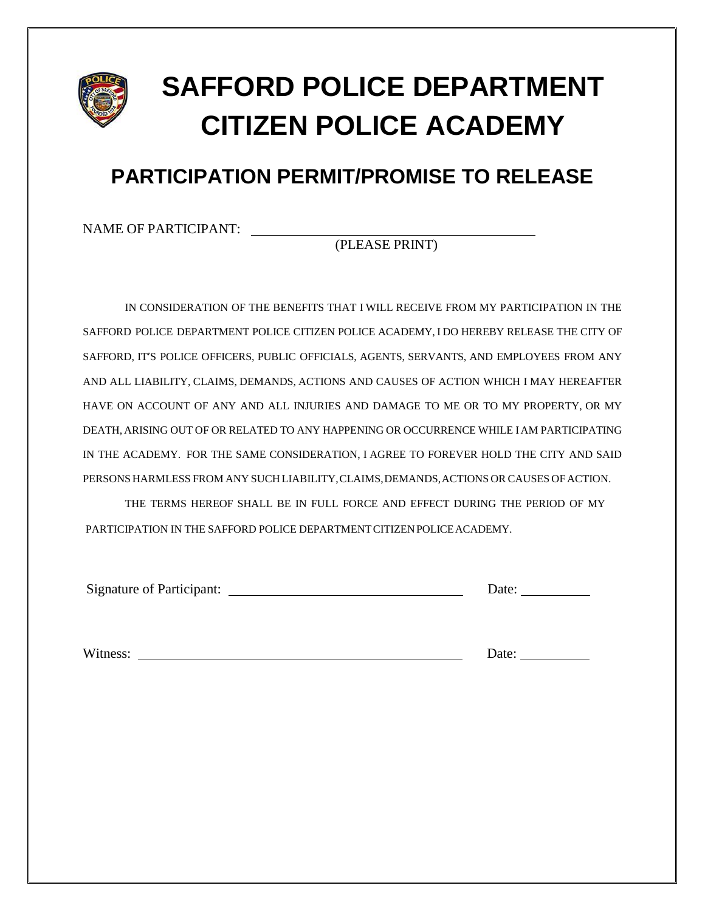# SAFFORD POLICE DEPARTMENT CITIZEN POLICE ACADEMY

## PARTICIPATION PERMIT/PROMISE TO RELEASE

NAME OF PARTICIPANT: ______________________________________
(PLEASE PRINT)

IN CONSIDERATION OF THE BENEFITS THAT I WILL RECEIVE FROM MY PARTICIPATION IN THE SAFFORD POLICE DEPARTMENT POLICE CITIZEN POLICE ACADEMY, I DO HEREBY RELEASE THE CITY OF SAFFORD, IT'S POLICE OFFICERS, PUBLIC OFFICIALS, AGENTS, SERVANTS, AND EMPLOYEES FROM ANY AND ALL LIABILITY, CLAIMS, DEMANDS, ACTIONS AND CAUSES OF ACTION WHICH I MAY HEREAFTER HAVE ON ACCOUNT OF ANY AND ALL INJURIES AND DAMAGE TO ME OR TO MY PROPERTY, OR MY DEATH, ARISING OUT OF OR RELATED TO ANY HAPPENING OR OCCURRENCE WHILE I AM PARTICIPATING IN THE ACADEMY. FOR THE SAME CONSIDERATION, I AGREE TO FOREVER HOLD THE CITY AND SAID PERSONS HARMLESS FROM ANY SUCH LIABILITY, CLAIMS, DEMANDS, ACTIONS OR CAUSES OF ACTION.

THE TERMS HEREOF SHALL BE IN FULL FORCE AND EFFECT DURING THE PERIOD OF MY PARTICIPATION IN THE SAFFORD POLICE DEPARTMENT CITIZEN POLICE ACADEMY.

Signature of Participant: ______________________________ Date: __________

Witness: ______________________________________ Date: __________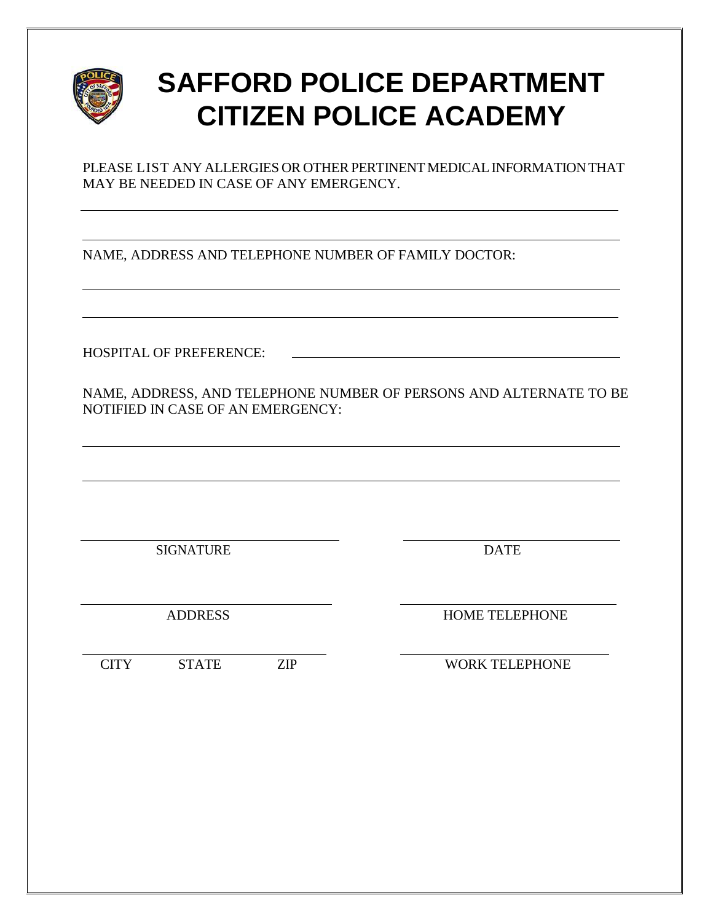# SAFFORD POLICE DEPARTMENT
# CITIZEN POLICE ACADEMY

PLEASE LIST ANY ALLERGIES OR OTHER PERTINENT MEDICAL INFORMATION THAT MAY BE NEEDED IN CASE OF ANY EMERGENCY.

______________________________________________________________________

______________________________________________________________________

NAME, ADDRESS AND TELEPHONE NUMBER OF FAMILY DOCTOR:

______________________________________________________________________

______________________________________________________________________

HOSPITAL OF PREFERENCE: ______________________________________

NAME, ADDRESS, AND TELEPHONE NUMBER OF PERSONS AND ALTERNATE TO BE NOTIFIED IN CASE OF AN EMERGENCY:

______________________________________________________________________

______________________________________________________________________

| | |
|---|---|
| ______________________________ | ______________________________ |
| SIGNATURE | DATE |
| ______________________________ | ______________________________ |
| ADDRESS | HOME TELEPHONE |
| ______________________________ | ______________________________ |
| CITY STATE ZIP | WORK TELEPHONE |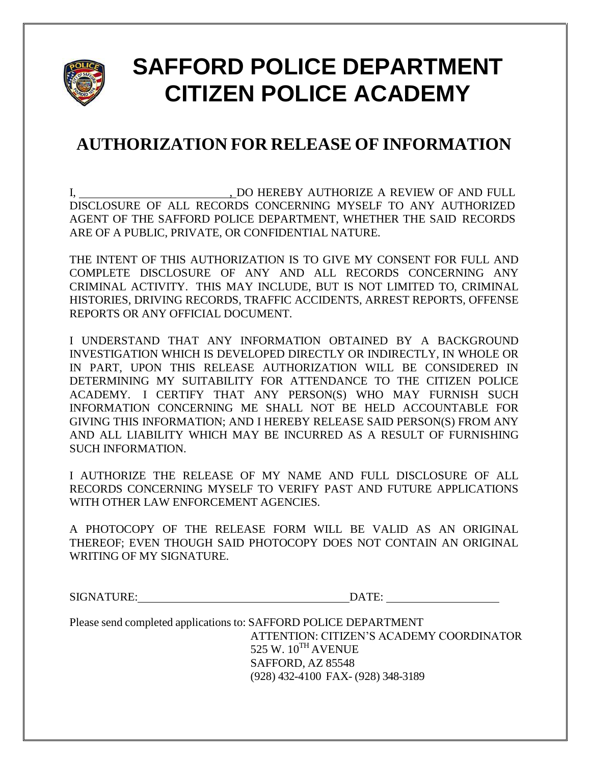# SAFFORD POLICE DEPARTMENT CITIZEN POLICE ACADEMY

## AUTHORIZATION FOR RELEASE OF INFORMATION

I, \_\_\_\_\_\_\_\_\_\_\_\_\_\_\_\_\_\_\_\_\_\_\_\_\_\_, DO HEREBY AUTHORIZE A REVIEW OF AND FULL DISCLOSURE OF ALL RECORDS CONCERNING MYSELF TO ANY AUTHORIZED AGENT OF THE SAFFORD POLICE DEPARTMENT, WHETHER THE SAID RECORDS ARE OF A PUBLIC, PRIVATE, OR CONFIDENTIAL NATURE.

THE INTENT OF THIS AUTHORIZATION IS TO GIVE MY CONSENT FOR FULL AND COMPLETE DISCLOSURE OF ANY AND ALL RECORDS CONCERNING ANY CRIMINAL ACTIVITY. THIS MAY INCLUDE, BUT IS NOT LIMITED TO, CRIMINAL HISTORIES, DRIVING RECORDS, TRAFFIC ACCIDENTS, ARREST REPORTS, OFFENSE REPORTS OR ANY OFFICIAL DOCUMENT.

I UNDERSTAND THAT ANY INFORMATION OBTAINED BY A BACKGROUND INVESTIGATION WHICH IS DEVELOPED DIRECTLY OR INDIRECTLY, IN WHOLE OR IN PART, UPON THIS RELEASE AUTHORIZATION WILL BE CONSIDERED IN DETERMINING MY SUITABILITY FOR ATTENDANCE TO THE CITIZEN POLICE ACADEMY. I CERTIFY THAT ANY PERSON(S) WHO MAY FURNISH SUCH INFORMATION CONCERNING ME SHALL NOT BE HELD ACCOUNTABLE FOR GIVING THIS INFORMATION; AND I HEREBY RELEASE SAID PERSON(S) FROM ANY AND ALL LIABILITY WHICH MAY BE INCURRED AS A RESULT OF FURNISHING SUCH INFORMATION.

I AUTHORIZE THE RELEASE OF MY NAME AND FULL DISCLOSURE OF ALL RECORDS CONCERNING MYSELF TO VERIFY PAST AND FUTURE APPLICATIONS WITH OTHER LAW ENFORCEMENT AGENCIES.

A PHOTOCOPY OF THE RELEASE FORM WILL BE VALID AS AN ORIGINAL THEREOF; EVEN THOUGH SAID PHOTOCOPY DOES NOT CONTAIN AN ORIGINAL WRITING OF MY SIGNATURE.

SIGNATURE: \_\_\_\_\_\_\_\_\_\_\_\_\_\_\_\_\_\_\_\_\_\_\_\_\_\_\_\_\_\_\_\_\_\_\_\_ DATE: \_\_\_\_\_\_\_\_\_\_\_\_\_\_\_\_\_\_\_\_

Please send completed applications to: SAFFORD POLICE DEPARTMENT
ATTENTION: CITIZEN'S ACADEMY COORDINATOR
525 W. 10TH AVENUE
SAFFORD, AZ 85548
(928) 432-4100 FAX- (928) 348-3189